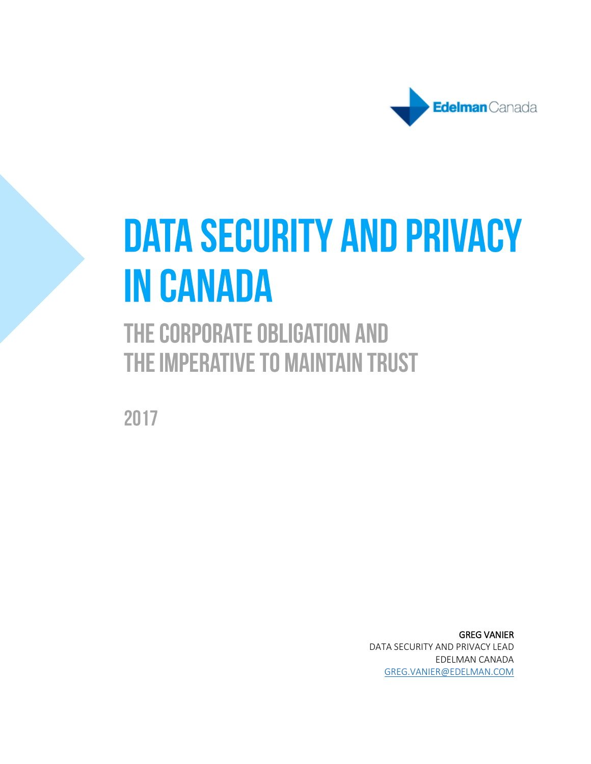EdelmanCanada

# DATA SECURITY AND PRIVACY IN CANADA

## THE CORPORATE OBLIGATION AND THE IMPERATIVE TO MAINTAIN TRUST

2017

GREG VANIER
DATA SECURITY AND PRIVACY LEAD
EDELMAN CANADA
GREG.VANIER@EDELMAN.COM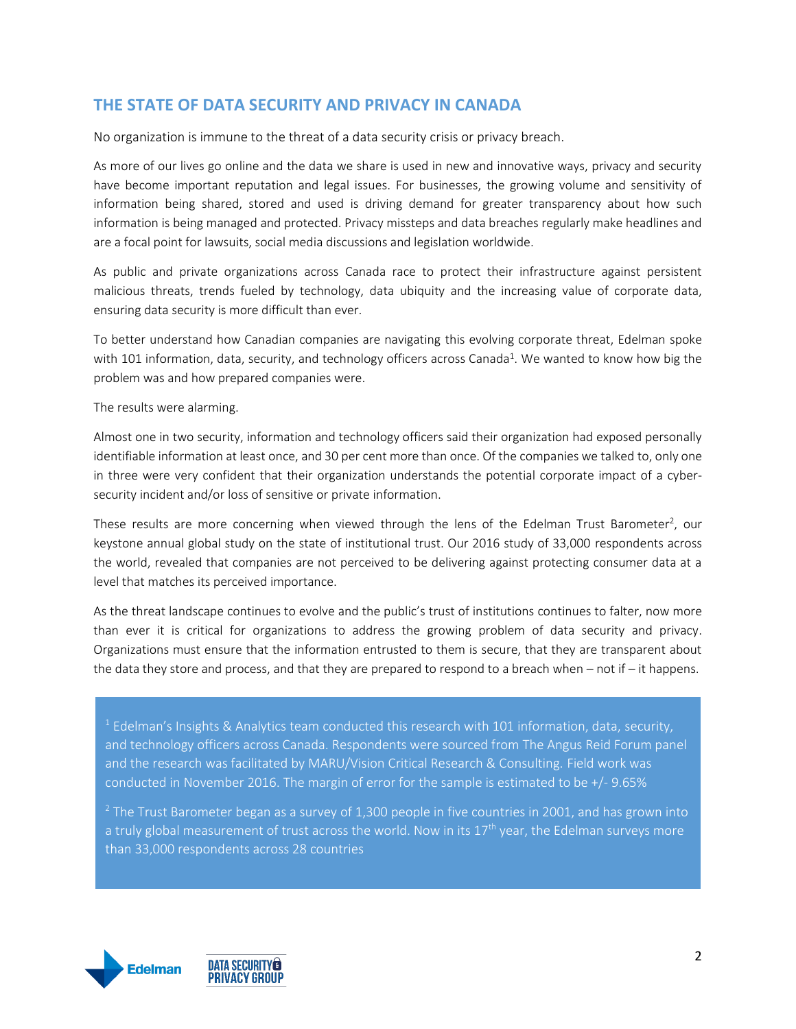## THE STATE OF DATA SECURITY AND PRIVACY IN CANADA

No organization is immune to the threat of a data security crisis or privacy breach.

As more of our lives go online and the data we share is used in new and innovative ways, privacy and security have become important reputation and legal issues. For businesses, the growing volume and sensitivity of information being shared, stored and used is driving demand for greater transparency about how such information is being managed and protected. Privacy missteps and data breaches regularly make headlines and are a focal point for lawsuits, social media discussions and legislation worldwide.

As public and private organizations across Canada race to protect their infrastructure against persistent malicious threats, trends fueled by technology, data ubiquity and the increasing value of corporate data, ensuring data security is more difficult than ever.

To better understand how Canadian companies are navigating this evolving corporate threat, Edelman spoke with 101 information, data, security, and technology officers across Canada[1]. We wanted to know how big the problem was and how prepared companies were.

The results were alarming.

Almost one in two security, information and technology officers said their organization had exposed personally identifiable information at least once, and 30 per cent more than once. Of the companies we talked to, only one in three were very confident that their organization understands the potential corporate impact of a cyber-security incident and/or loss of sensitive or private information.

These results are more concerning when viewed through the lens of the Edelman Trust Barometer[2], our keystone annual global study on the state of institutional trust. Our 2016 study of 33,000 respondents across the world, revealed that companies are not perceived to be delivering against protecting consumer data at a level that matches its perceived importance.

As the threat landscape continues to evolve and the public's trust of institutions continues to falter, now more than ever it is critical for organizations to address the growing problem of data security and privacy. Organizations must ensure that the information entrusted to them is secure, that they are transparent about the data they store and process, and that they are prepared to respond to a breach when – not if – it happens.

[1] Edelman's Insights & Analytics team conducted this research with 101 information, data, security, and technology officers across Canada. Respondents were sourced from The Angus Reid Forum panel and the research was facilitated by MARU/Vision Critical Research & Consulting. Field work was conducted in November 2016. The margin of error for the sample is estimated to be +/- 9.65%

[2] The Trust Barometer began as a survey of 1,300 people in five countries in 2001, and has grown into a truly global measurement of trust across the world. Now in its 17th year, the Edelman surveys more than 33,000 respondents across 28 countries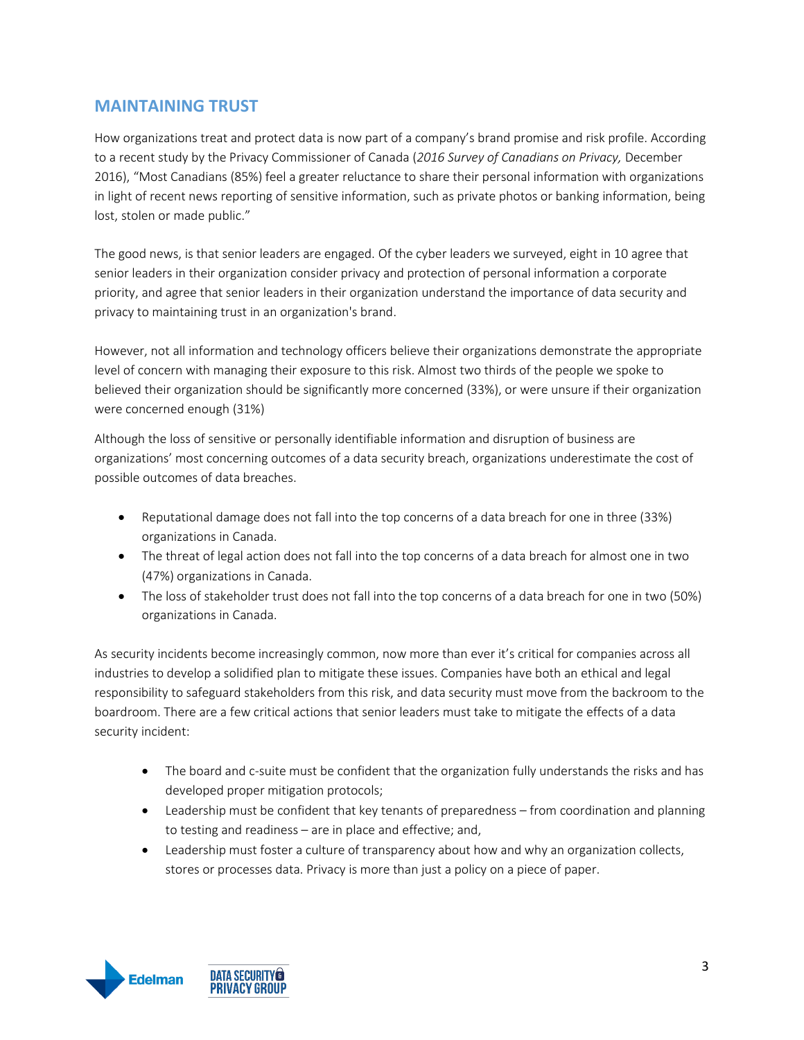## MAINTAINING TRUST

How organizations treat and protect data is now part of a company's brand promise and risk profile. According to a recent study by the Privacy Commissioner of Canada (*2016 Survey of Canadians on Privacy,* December 2016), "Most Canadians (85%) feel a greater reluctance to share their personal information with organizations in light of recent news reporting of sensitive information, such as private photos or banking information, being lost, stolen or made public."

The good news, is that senior leaders are engaged. Of the cyber leaders we surveyed, eight in 10 agree that senior leaders in their organization consider privacy and protection of personal information a corporate priority, and agree that senior leaders in their organization understand the importance of data security and privacy to maintaining trust in an organization's brand.

However, not all information and technology officers believe their organizations demonstrate the appropriate level of concern with managing their exposure to this risk. Almost two thirds of the people we spoke to believed their organization should be significantly more concerned (33%), or were unsure if their organization were concerned enough (31%)

Although the loss of sensitive or personally identifiable information and disruption of business are organizations' most concerning outcomes of a data security breach, organizations underestimate the cost of possible outcomes of data breaches.

- Reputational damage does not fall into the top concerns of a data breach for one in three (33%) organizations in Canada.
- The threat of legal action does not fall into the top concerns of a data breach for almost one in two (47%) organizations in Canada.
- The loss of stakeholder trust does not fall into the top concerns of a data breach for one in two (50%) organizations in Canada.

As security incidents become increasingly common, now more than ever it's critical for companies across all industries to develop a solidified plan to mitigate these issues. Companies have both an ethical and legal responsibility to safeguard stakeholders from this risk, and data security must move from the backroom to the boardroom. There are a few critical actions that senior leaders must take to mitigate the effects of a data security incident:

- The board and c-suite must be confident that the organization fully understands the risks and has developed proper mitigation protocols;
- Leadership must be confident that key tenants of preparedness – from coordination and planning to testing and readiness – are in place and effective; and,
- Leadership must foster a culture of transparency about how and why an organization collects, stores or processes data. Privacy is more than just a policy on a piece of paper.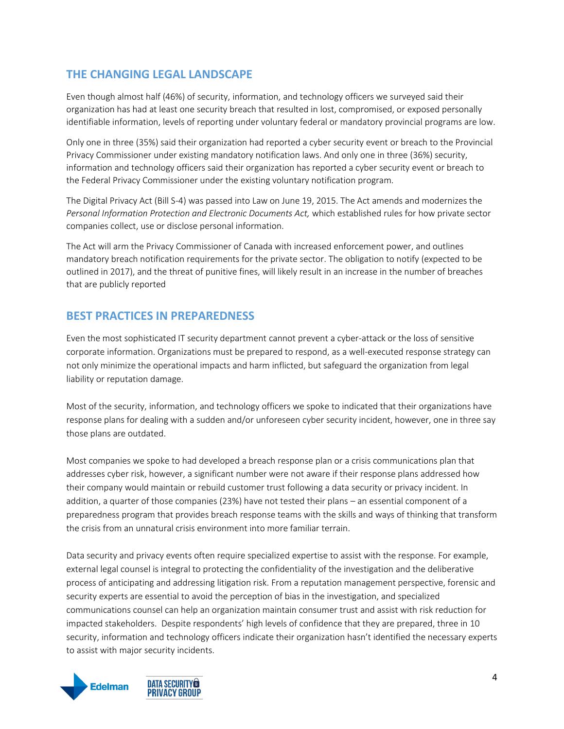## THE CHANGING LEGAL LANDSCAPE

Even though almost half (46%) of security, information, and technology officers we surveyed said their organization has had at least one security breach that resulted in lost, compromised, or exposed personally identifiable information, levels of reporting under voluntary federal or mandatory provincial programs are low.

Only one in three (35%) said their organization had reported a cyber security event or breach to the Provincial Privacy Commissioner under existing mandatory notification laws. And only one in three (36%) security, information and technology officers said their organization has reported a cyber security event or breach to the Federal Privacy Commissioner under the existing voluntary notification program.

The Digital Privacy Act (Bill S-4) was passed into Law on June 19, 2015. The Act amends and modernizes the *Personal Information Protection and Electronic Documents Act,* which established rules for how private sector companies collect, use or disclose personal information.

The Act will arm the Privacy Commissioner of Canada with increased enforcement power, and outlines mandatory breach notification requirements for the private sector. The obligation to notify (expected to be outlined in 2017), and the threat of punitive fines, will likely result in an increase in the number of breaches that are publicly reported

## BEST PRACTICES IN PREPAREDNESS

Even the most sophisticated IT security department cannot prevent a cyber-attack or the loss of sensitive corporate information. Organizations must be prepared to respond, as a well-executed response strategy can not only minimize the operational impacts and harm inflicted, but safeguard the organization from legal liability or reputation damage.

Most of the security, information, and technology officers we spoke to indicated that their organizations have response plans for dealing with a sudden and/or unforeseen cyber security incident, however, one in three say those plans are outdated.

Most companies we spoke to had developed a breach response plan or a crisis communications plan that addresses cyber risk, however, a significant number were not aware if their response plans addressed how their company would maintain or rebuild customer trust following a data security or privacy incident. In addition, a quarter of those companies (23%) have not tested their plans – an essential component of a preparedness program that provides breach response teams with the skills and ways of thinking that transform the crisis from an unnatural crisis environment into more familiar terrain.

Data security and privacy events often require specialized expertise to assist with the response. For example, external legal counsel is integral to protecting the confidentiality of the investigation and the deliberative process of anticipating and addressing litigation risk. From a reputation management perspective, forensic and security experts are essential to avoid the perception of bias in the investigation, and specialized communications counsel can help an organization maintain consumer trust and assist with risk reduction for impacted stakeholders. Despite respondents' high levels of confidence that they are prepared, three in 10 security, information and technology officers indicate their organization hasn't identified the necessary experts to assist with major security incidents.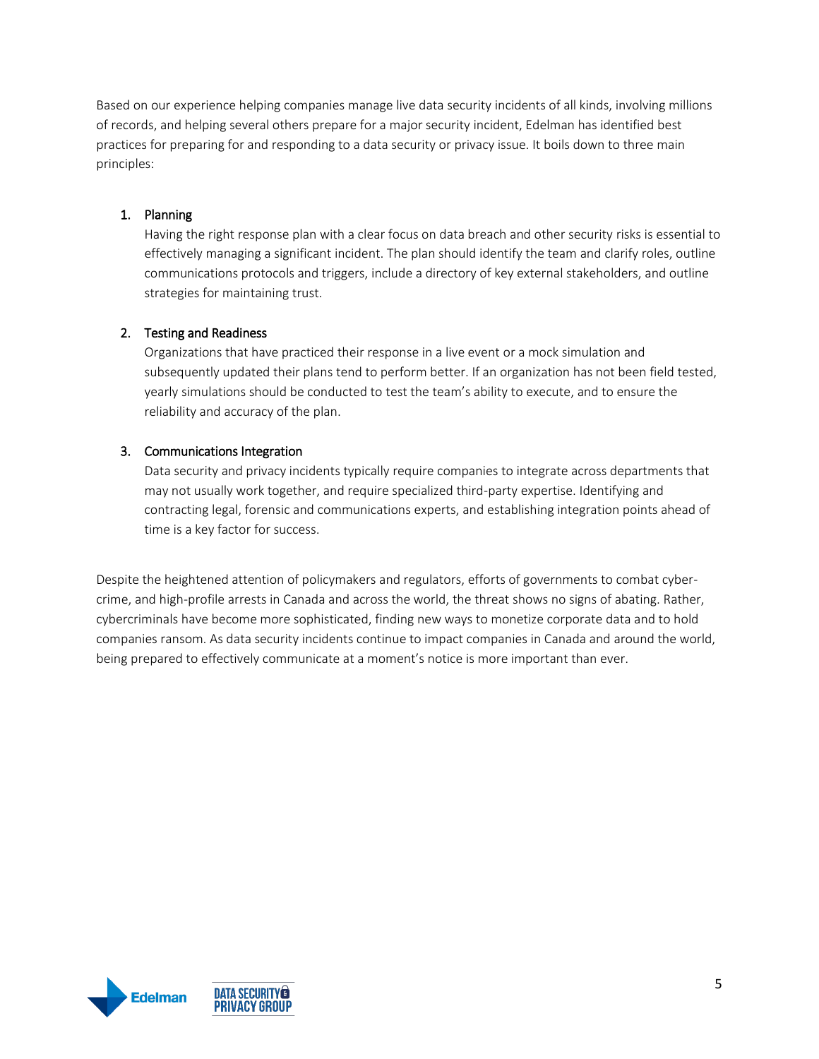Based on our experience helping companies manage live data security incidents of all kinds, involving millions of records, and helping several others prepare for a major security incident, Edelman has identified best practices for preparing for and responding to a data security or privacy issue. It boils down to three main principles:

1. Planning
   Having the right response plan with a clear focus on data breach and other security risks is essential to effectively managing a significant incident. The plan should identify the team and clarify roles, outline communications protocols and triggers, include a directory of key external stakeholders, and outline strategies for maintaining trust.

2. Testing and Readiness
   Organizations that have practiced their response in a live event or a mock simulation and subsequently updated their plans tend to perform better. If an organization has not been field tested, yearly simulations should be conducted to test the team's ability to execute, and to ensure the reliability and accuracy of the plan.

3. Communications Integration
   Data security and privacy incidents typically require companies to integrate across departments that may not usually work together, and require specialized third-party expertise. Identifying and contracting legal, forensic and communications experts, and establishing integration points ahead of time is a key factor for success.

Despite the heightened attention of policymakers and regulators, efforts of governments to combat cyber-crime, and high-profile arrests in Canada and across the world, the threat shows no signs of abating. Rather, cybercriminals have become more sophisticated, finding new ways to monetize corporate data and to hold companies ransom. As data security incidents continue to impact companies in Canada and around the world, being prepared to effectively communicate at a moment's notice is more important than ever.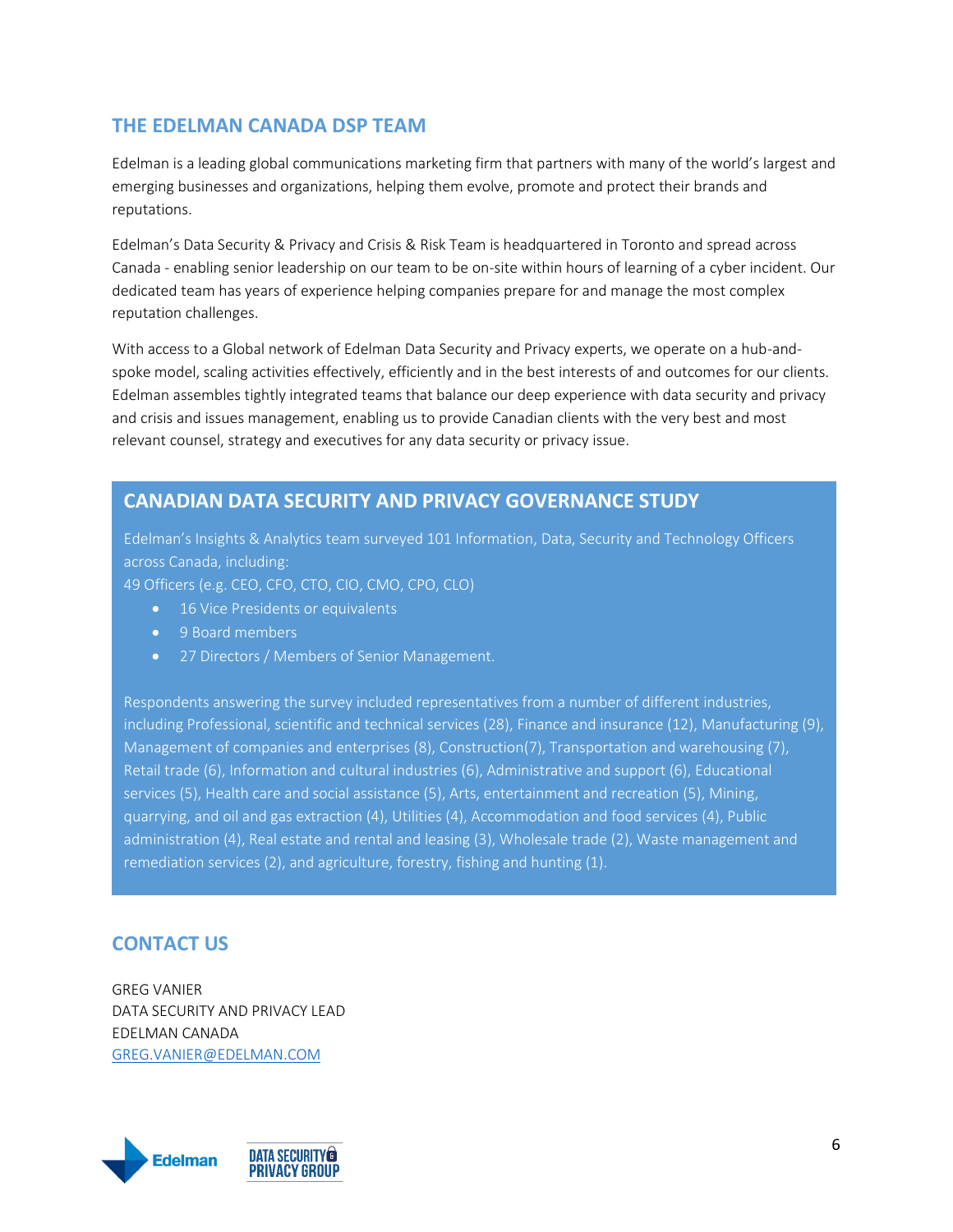## THE EDELMAN CANADA DSP TEAM

Edelman is a leading global communications marketing firm that partners with many of the world's largest and emerging businesses and organizations, helping them evolve, promote and protect their brands and reputations.

Edelman's Data Security & Privacy and Crisis & Risk Team is headquartered in Toronto and spread across Canada - enabling senior leadership on our team to be on-site within hours of learning of a cyber incident. Our dedicated team has years of experience helping companies prepare for and manage the most complex reputation challenges.

With access to a Global network of Edelman Data Security and Privacy experts, we operate on a hub-and-spoke model, scaling activities effectively, efficiently and in the best interests of and outcomes for our clients. Edelman assembles tightly integrated teams that balance our deep experience with data security and privacy and crisis and issues management, enabling us to provide Canadian clients with the very best and most relevant counsel, strategy and executives for any data security or privacy issue.

## CANADIAN DATA SECURITY AND PRIVACY GOVERNANCE STUDY

Edelman's Insights & Analytics team surveyed 101 Information, Data, Security and Technology Officers across Canada, including:
49 Officers (e.g. CEO, CFO, CTO, CIO, CMO, CPO, CLO)

- 16 Vice Presidents or equivalents
- 9 Board members
- 27 Directors / Members of Senior Management.

Respondents answering the survey included representatives from a number of different industries, including Professional, scientific and technical services (28), Finance and insurance (12), Manufacturing (9), Management of companies and enterprises (8), Construction(7), Transportation and warehousing (7), Retail trade (6), Information and cultural industries (6), Administrative and support (6), Educational services (5), Health care and social assistance (5), Arts, entertainment and recreation (5), Mining, quarrying, and oil and gas extraction (4), Utilities (4), Accommodation and food services (4), Public administration (4), Real estate and rental and leasing (3), Wholesale trade (2), Waste management and remediation services (2), and agriculture, forestry, fishing and hunting (1).

## CONTACT US

GREG VANIER
DATA SECURITY AND PRIVACY LEAD
EDELMAN CANADA
GREG.VANIER@EDELMAN.COM

Edelman

DATA SECURITY PRIVACY GROUP